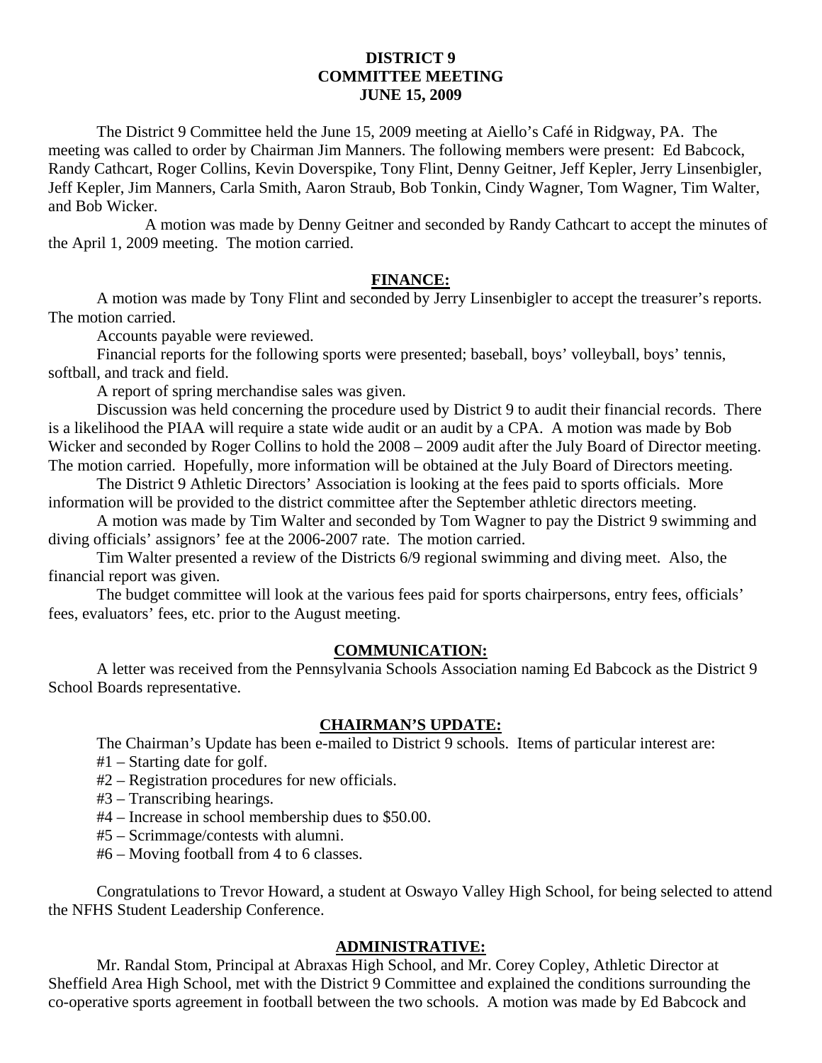# DISTRICT 9
## COMMITTEE MEETING
## JUNE 15, 2009

The District 9 Committee held the June 15, 2009 meeting at Aiello's Café in Ridgway, PA. The meeting was called to order by Chairman Jim Manners. The following members were present: Ed Babcock, Randy Cathcart, Roger Collins, Kevin Doverspike, Tony Flint, Denny Geitner, Jeff Kepler, Jerry Linsenbigler, Jeff Kepler, Jim Manners, Carla Smith, Aaron Straub, Bob Tonkin, Cindy Wagner, Tom Wagner, Tim Walter, and Bob Wicker.

A motion was made by Denny Geitner and seconded by Randy Cathcart to accept the minutes of the April 1, 2009 meeting. The motion carried.

## FINANCE:

A motion was made by Tony Flint and seconded by Jerry Linsenbigler to accept the treasurer's reports. The motion carried.

Accounts payable were reviewed.

Financial reports for the following sports were presented; baseball, boys' volleyball, boys' tennis, softball, and track and field.

A report of spring merchandise sales was given.

Discussion was held concerning the procedure used by District 9 to audit their financial records. There is a likelihood the PIAA will require a state wide audit or an audit by a CPA. A motion was made by Bob Wicker and seconded by Roger Collins to hold the 2008 – 2009 audit after the July Board of Director meeting. The motion carried. Hopefully, more information will be obtained at the July Board of Directors meeting.

The District 9 Athletic Directors' Association is looking at the fees paid to sports officials. More information will be provided to the district committee after the September athletic directors meeting.

A motion was made by Tim Walter and seconded by Tom Wagner to pay the District 9 swimming and diving officials' assignors' fee at the 2006-2007 rate. The motion carried.

Tim Walter presented a review of the Districts 6/9 regional swimming and diving meet. Also, the financial report was given.

The budget committee will look at the various fees paid for sports chairpersons, entry fees, officials' fees, evaluators' fees, etc. prior to the August meeting.

## COMMUNICATION:

A letter was received from the Pennsylvania Schools Association naming Ed Babcock as the District 9 School Boards representative.

## CHAIRMAN'S UPDATE:

The Chairman's Update has been e-mailed to District 9 schools. Items of particular interest are:

#1 – Starting date for golf.
#2 – Registration procedures for new officials.
#3 – Transcribing hearings.
#4 – Increase in school membership dues to $50.00.
#5 – Scrimmage/contests with alumni.
#6 – Moving football from 4 to 6 classes.

Congratulations to Trevor Howard, a student at Oswayo Valley High School, for being selected to attend the NFHS Student Leadership Conference.

## ADMINISTRATIVE:

Mr. Randal Stom, Principal at Abraxas High School, and Mr. Corey Copley, Athletic Director at Sheffield Area High School, met with the District 9 Committee and explained the conditions surrounding the co-operative sports agreement in football between the two schools. A motion was made by Ed Babcock and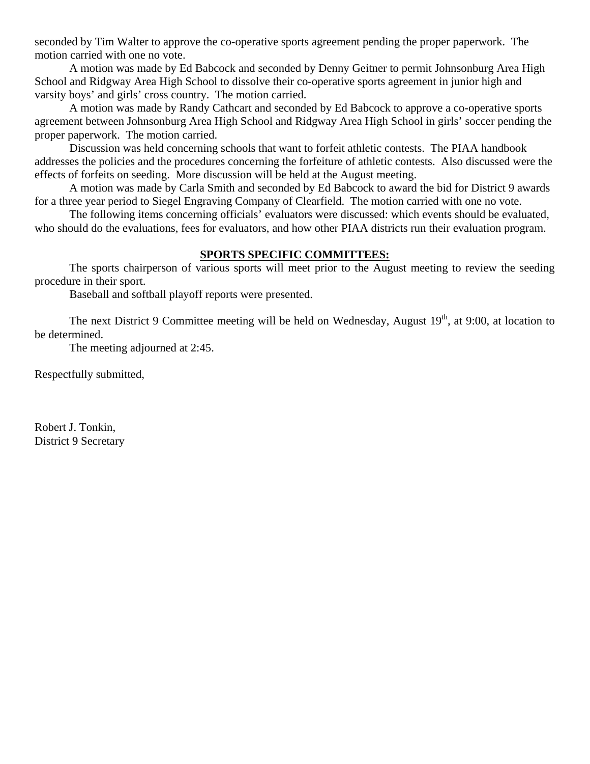seconded by Tim Walter to approve the co-operative sports agreement pending the proper paperwork. The motion carried with one no vote.

A motion was made by Ed Babcock and seconded by Denny Geitner to permit Johnsonburg Area High School and Ridgway Area High School to dissolve their co-operative sports agreement in junior high and varsity boys' and girls' cross country. The motion carried.

A motion was made by Randy Cathcart and seconded by Ed Babcock to approve a co-operative sports agreement between Johnsonburg Area High School and Ridgway Area High School in girls' soccer pending the proper paperwork. The motion carried.

Discussion was held concerning schools that want to forfeit athletic contests. The PIAA handbook addresses the policies and the procedures concerning the forfeiture of athletic contests. Also discussed were the effects of forfeits on seeding. More discussion will be held at the August meeting.

A motion was made by Carla Smith and seconded by Ed Babcock to award the bid for District 9 awards for a three year period to Siegel Engraving Company of Clearfield. The motion carried with one no vote.

The following items concerning officials' evaluators were discussed: which events should be evaluated, who should do the evaluations, fees for evaluators, and how other PIAA districts run their evaluation program.

**SPORTS SPECIFIC COMMITTEES:**

The sports chairperson of various sports will meet prior to the August meeting to review the seeding procedure in their sport.

Baseball and softball playoff reports were presented.

The next District 9 Committee meeting will be held on Wednesday, August 19th, at 9:00, at location to be determined.

The meeting adjourned at 2:45.

Respectfully submitted,

Robert J. Tonkin,
District 9 Secretary